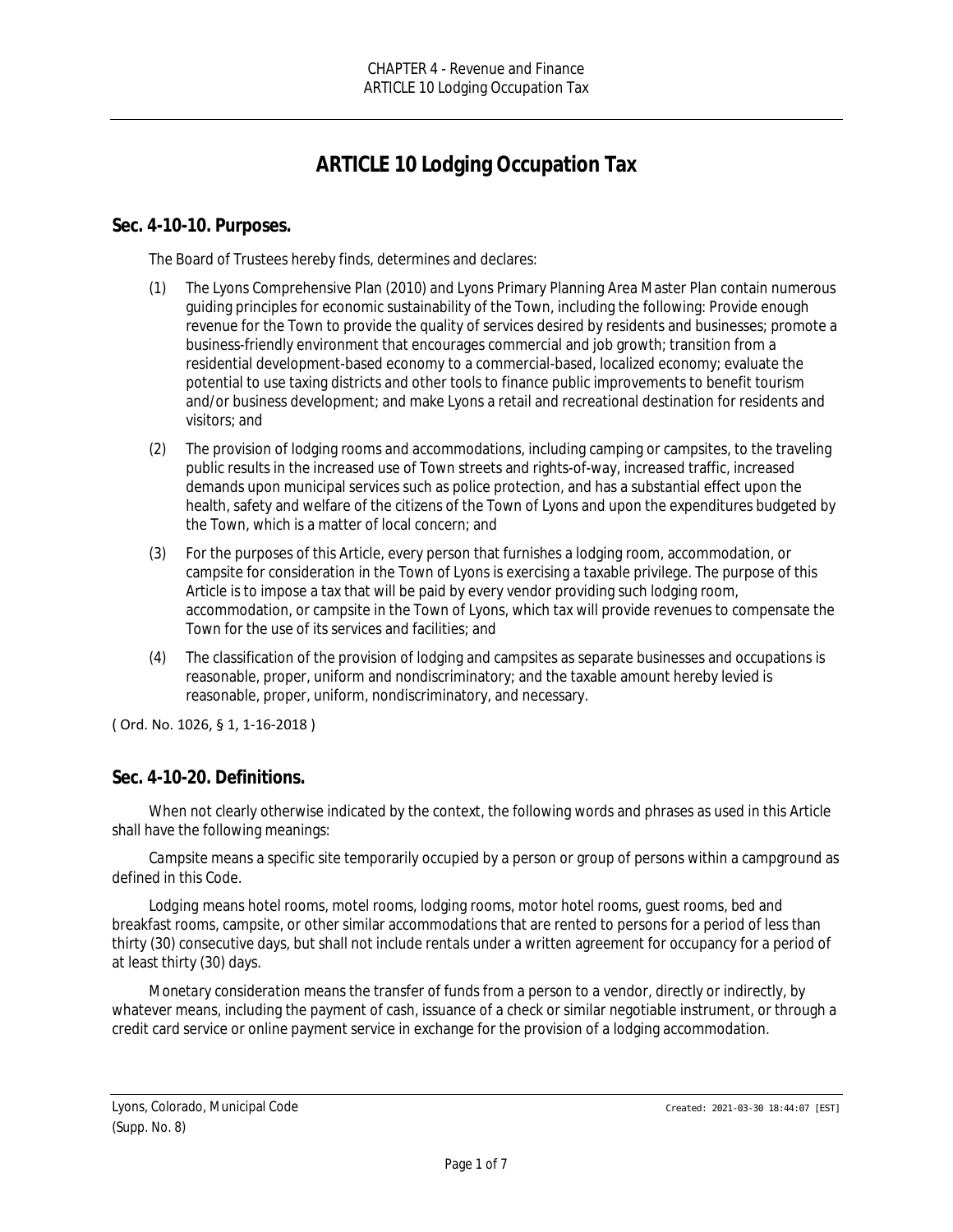# ARTICLE 10 Lodging Occupation Tax

## Sec. 4-10-10. Purposes.

The Board of Trustees hereby finds, determines and declares:

(1) The Lyons Comprehensive Plan (2010) and Lyons Primary Planning Area Master Plan contain numerous guiding principles for economic sustainability of the Town, including the following: Provide enough revenue for the Town to provide the quality of services desired by residents and businesses; promote a business-friendly environment that encourages commercial and job growth; transition from a residential development-based economy to a commercial-based, localized economy; evaluate the potential to use taxing districts and other tools to finance public improvements to benefit tourism and/or business development; and make Lyons a retail and recreational destination for residents and visitors; and

(2) The provision of lodging rooms and accommodations, including camping or campsites, to the traveling public results in the increased use of Town streets and rights-of-way, increased traffic, increased demands upon municipal services such as police protection, and has a substantial effect upon the health, safety and welfare of the citizens of the Town of Lyons and upon the expenditures budgeted by the Town, which is a matter of local concern; and

(3) For the purposes of this Article, every person that furnishes a lodging room, accommodation, or campsite for consideration in the Town of Lyons is exercising a taxable privilege. The purpose of this Article is to impose a tax that will be paid by every vendor providing such lodging room, accommodation, or campsite in the Town of Lyons, which tax will provide revenues to compensate the Town for the use of its services and facilities; and

(4) The classification of the provision of lodging and campsites as separate businesses and occupations is reasonable, proper, uniform and nondiscriminatory; and the taxable amount hereby levied is reasonable, proper, uniform, nondiscriminatory, and necessary.

( Ord. No. 1026, § 1, 1-16-2018 )

## Sec. 4-10-20. Definitions.

When not clearly otherwise indicated by the context, the following words and phrases as used in this Article shall have the following meanings:

*Campsite* means a specific site temporarily occupied by a person or group of persons within a campground as defined in this Code.

*Lodging* means hotel rooms, motel rooms, lodging rooms, motor hotel rooms, guest rooms, bed and breakfast rooms, campsite, or other similar accommodations that are rented to persons for a period of less than thirty (30) consecutive days, but shall not include rentals under a written agreement for occupancy for a period of at least thirty (30) days.

*Monetary consideration* means the transfer of funds from a person to a vendor, directly or indirectly, by whatever means, including the payment of cash, issuance of a check or similar negotiable instrument, or through a credit card service or online payment service in exchange for the provision of a lodging accommodation.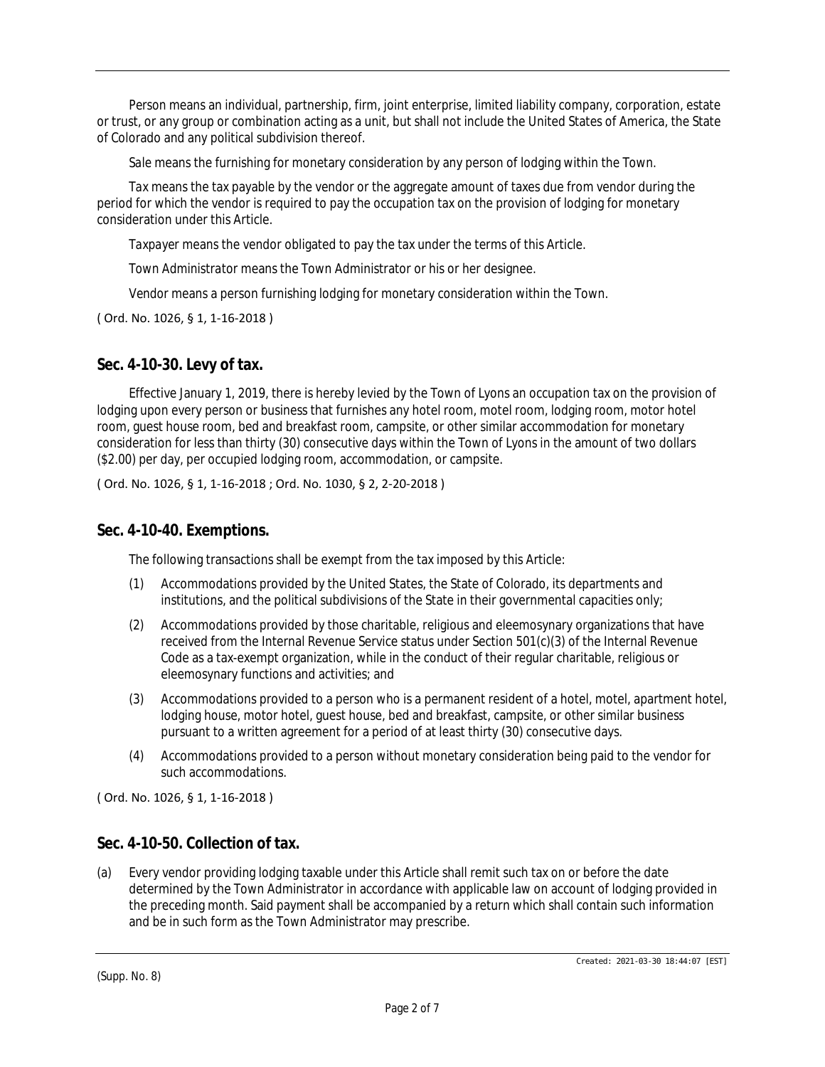Person means an individual, partnership, firm, joint enterprise, limited liability company, corporation, estate or trust, or any group or combination acting as a unit, but shall not include the United States of America, the State of Colorado and any political subdivision thereof.

Sale means the furnishing for monetary consideration by any person of lodging within the Town.

Tax means the tax payable by the vendor or the aggregate amount of taxes due from vendor during the period for which the vendor is required to pay the occupation tax on the provision of lodging for monetary consideration under this Article.

Taxpayer means the vendor obligated to pay the tax under the terms of this Article.

Town Administrator means the Town Administrator or his or her designee.

Vendor means a person furnishing lodging for monetary consideration within the Town.

( Ord. No. 1026, § 1, 1-16-2018 )

## Sec. 4-10-30. Levy of tax.

Effective January 1, 2019, there is hereby levied by the Town of Lyons an occupation tax on the provision of lodging upon every person or business that furnishes any hotel room, motel room, lodging room, motor hotel room, guest house room, bed and breakfast room, campsite, or other similar accommodation for monetary consideration for less than thirty (30) consecutive days within the Town of Lyons in the amount of two dollars ($2.00) per day, per occupied lodging room, accommodation, or campsite.

( Ord. No. 1026, § 1, 1-16-2018 ; Ord. No. 1030, § 2, 2-20-2018 )

## Sec. 4-10-40. Exemptions.

The following transactions shall be exempt from the tax imposed by this Article:

(1) Accommodations provided by the United States, the State of Colorado, its departments and institutions, and the political subdivisions of the State in their governmental capacities only;

(2) Accommodations provided by those charitable, religious and eleemosynary organizations that have received from the Internal Revenue Service status under Section 501(c)(3) of the Internal Revenue Code as a tax-exempt organization, while in the conduct of their regular charitable, religious or eleemosynary functions and activities; and

(3) Accommodations provided to a person who is a permanent resident of a hotel, motel, apartment hotel, lodging house, motor hotel, guest house, bed and breakfast, campsite, or other similar business pursuant to a written agreement for a period of at least thirty (30) consecutive days.

(4) Accommodations provided to a person without monetary consideration being paid to the vendor for such accommodations.

( Ord. No. 1026, § 1, 1-16-2018 )

## Sec. 4-10-50. Collection of tax.

(a) Every vendor providing lodging taxable under this Article shall remit such tax on or before the date determined by the Town Administrator in accordance with applicable law on account of lodging provided in the preceding month. Said payment shall be accompanied by a return which shall contain such information and be in such form as the Town Administrator may prescribe.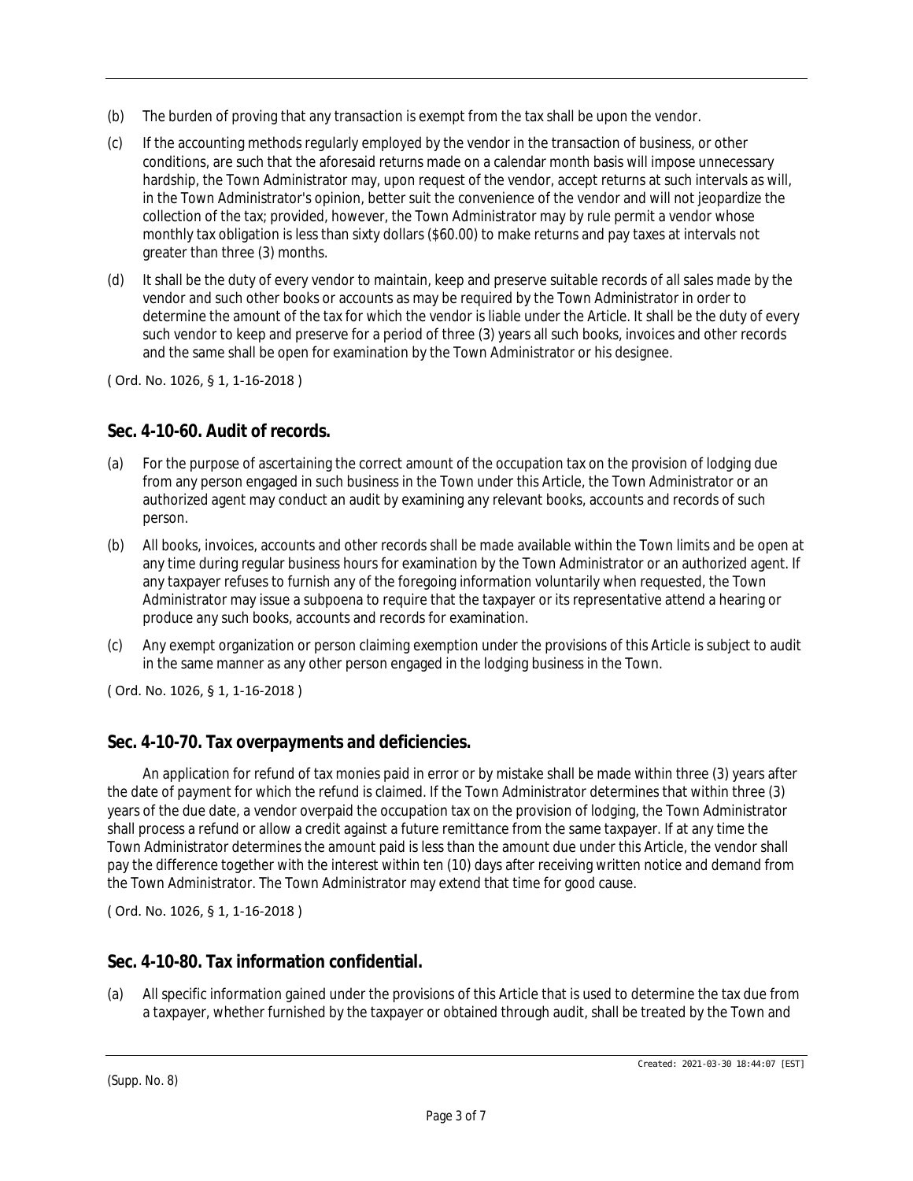(b) The burden of proving that any transaction is exempt from the tax shall be upon the vendor.

(c) If the accounting methods regularly employed by the vendor in the transaction of business, or other conditions, are such that the aforesaid returns made on a calendar month basis will impose unnecessary hardship, the Town Administrator may, upon request of the vendor, accept returns at such intervals as will, in the Town Administrator's opinion, better suit the convenience of the vendor and will not jeopardize the collection of the tax; provided, however, the Town Administrator may by rule permit a vendor whose monthly tax obligation is less than sixty dollars ($60.00) to make returns and pay taxes at intervals not greater than three (3) months.

(d) It shall be the duty of every vendor to maintain, keep and preserve suitable records of all sales made by the vendor and such other books or accounts as may be required by the Town Administrator in order to determine the amount of the tax for which the vendor is liable under the Article. It shall be the duty of every such vendor to keep and preserve for a period of three (3) years all such books, invoices and other records and the same shall be open for examination by the Town Administrator or his designee.

( Ord. No. 1026, § 1, 1-16-2018 )

## Sec. 4-10-60. Audit of records.

(a) For the purpose of ascertaining the correct amount of the occupation tax on the provision of lodging due from any person engaged in such business in the Town under this Article, the Town Administrator or an authorized agent may conduct an audit by examining any relevant books, accounts and records of such person.

(b) All books, invoices, accounts and other records shall be made available within the Town limits and be open at any time during regular business hours for examination by the Town Administrator or an authorized agent. If any taxpayer refuses to furnish any of the foregoing information voluntarily when requested, the Town Administrator may issue a subpoena to require that the taxpayer or its representative attend a hearing or produce any such books, accounts and records for examination.

(c) Any exempt organization or person claiming exemption under the provisions of this Article is subject to audit in the same manner as any other person engaged in the lodging business in the Town.

( Ord. No. 1026, § 1, 1-16-2018 )

## Sec. 4-10-70. Tax overpayments and deficiencies.

An application for refund of tax monies paid in error or by mistake shall be made within three (3) years after the date of payment for which the refund is claimed. If the Town Administrator determines that within three (3) years of the due date, a vendor overpaid the occupation tax on the provision of lodging, the Town Administrator shall process a refund or allow a credit against a future remittance from the same taxpayer. If at any time the Town Administrator determines the amount paid is less than the amount due under this Article, the vendor shall pay the difference together with the interest within ten (10) days after receiving written notice and demand from the Town Administrator. The Town Administrator may extend that time for good cause.

( Ord. No. 1026, § 1, 1-16-2018 )

## Sec. 4-10-80. Tax information confidential.

(a) All specific information gained under the provisions of this Article that is used to determine the tax due from a taxpayer, whether furnished by the taxpayer or obtained through audit, shall be treated by the Town and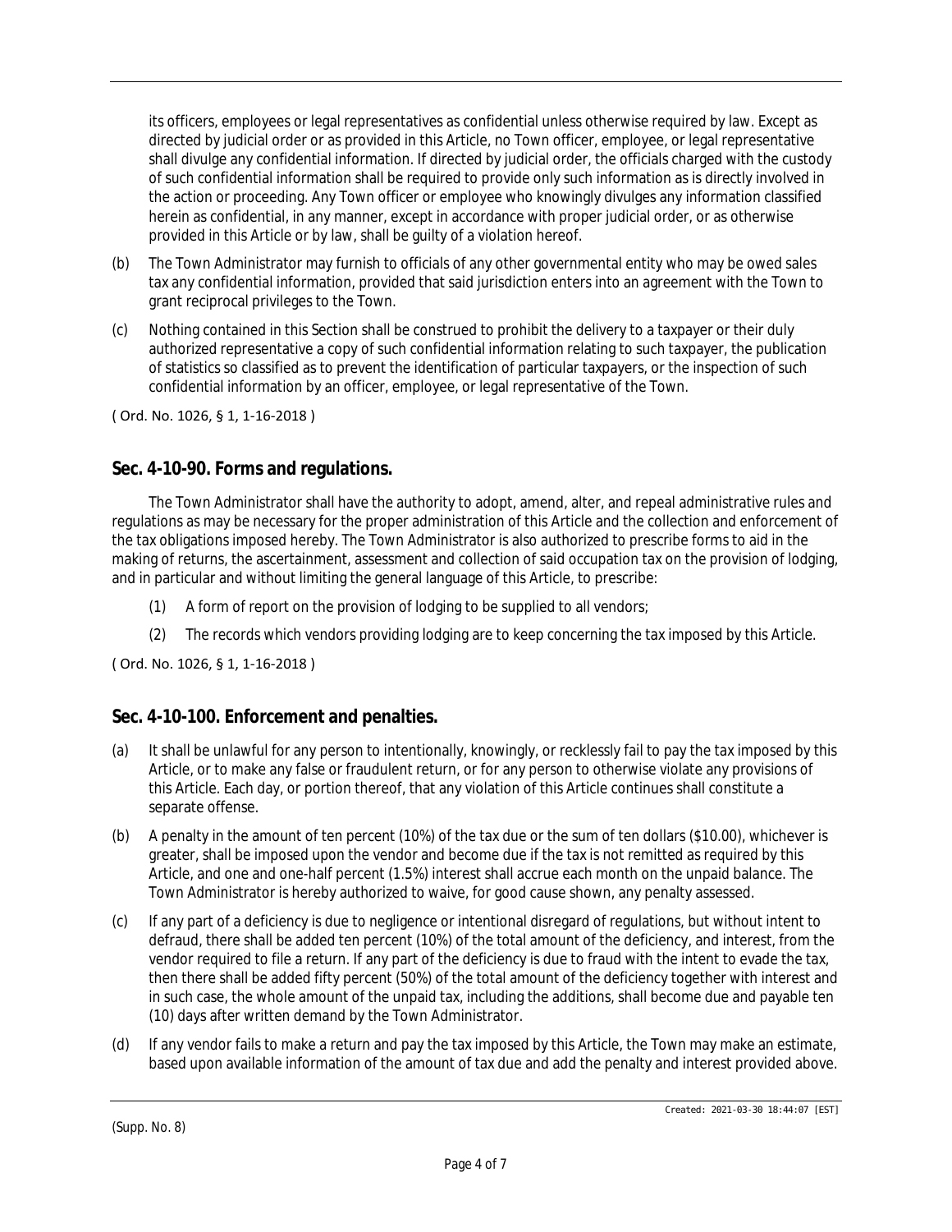its officers, employees or legal representatives as confidential unless otherwise required by law. Except as directed by judicial order or as provided in this Article, no Town officer, employee, or legal representative shall divulge any confidential information. If directed by judicial order, the officials charged with the custody of such confidential information shall be required to provide only such information as is directly involved in the action or proceeding. Any Town officer or employee who knowingly divulges any information classified herein as confidential, in any manner, except in accordance with proper judicial order, or as otherwise provided in this Article or by law, shall be guilty of a violation hereof.

(b) The Town Administrator may furnish to officials of any other governmental entity who may be owed sales tax any confidential information, provided that said jurisdiction enters into an agreement with the Town to grant reciprocal privileges to the Town.

(c) Nothing contained in this Section shall be construed to prohibit the delivery to a taxpayer or their duly authorized representative a copy of such confidential information relating to such taxpayer, the publication of statistics so classified as to prevent the identification of particular taxpayers, or the inspection of such confidential information by an officer, employee, or legal representative of the Town.

( Ord. No. 1026, § 1, 1-16-2018 )

## Sec. 4-10-90. Forms and regulations.

The Town Administrator shall have the authority to adopt, amend, alter, and repeal administrative rules and regulations as may be necessary for the proper administration of this Article and the collection and enforcement of the tax obligations imposed hereby. The Town Administrator is also authorized to prescribe forms to aid in the making of returns, the ascertainment, assessment and collection of said occupation tax on the provision of lodging, and in particular and without limiting the general language of this Article, to prescribe:

(1) A form of report on the provision of lodging to be supplied to all vendors;

(2) The records which vendors providing lodging are to keep concerning the tax imposed by this Article.

( Ord. No. 1026, § 1, 1-16-2018 )

## Sec. 4-10-100. Enforcement and penalties.

(a) It shall be unlawful for any person to intentionally, knowingly, or recklessly fail to pay the tax imposed by this Article, or to make any false or fraudulent return, or for any person to otherwise violate any provisions of this Article. Each day, or portion thereof, that any violation of this Article continues shall constitute a separate offense.

(b) A penalty in the amount of ten percent (10%) of the tax due or the sum of ten dollars ($10.00), whichever is greater, shall be imposed upon the vendor and become due if the tax is not remitted as required by this Article, and one and one-half percent (1.5%) interest shall accrue each month on the unpaid balance. The Town Administrator is hereby authorized to waive, for good cause shown, any penalty assessed.

(c) If any part of a deficiency is due to negligence or intentional disregard of regulations, but without intent to defraud, there shall be added ten percent (10%) of the total amount of the deficiency, and interest, from the vendor required to file a return. If any part of the deficiency is due to fraud with the intent to evade the tax, then there shall be added fifty percent (50%) of the total amount of the deficiency together with interest and in such case, the whole amount of the unpaid tax, including the additions, shall become due and payable ten (10) days after written demand by the Town Administrator.

(d) If any vendor fails to make a return and pay the tax imposed by this Article, the Town may make an estimate, based upon available information of the amount of tax due and add the penalty and interest provided above.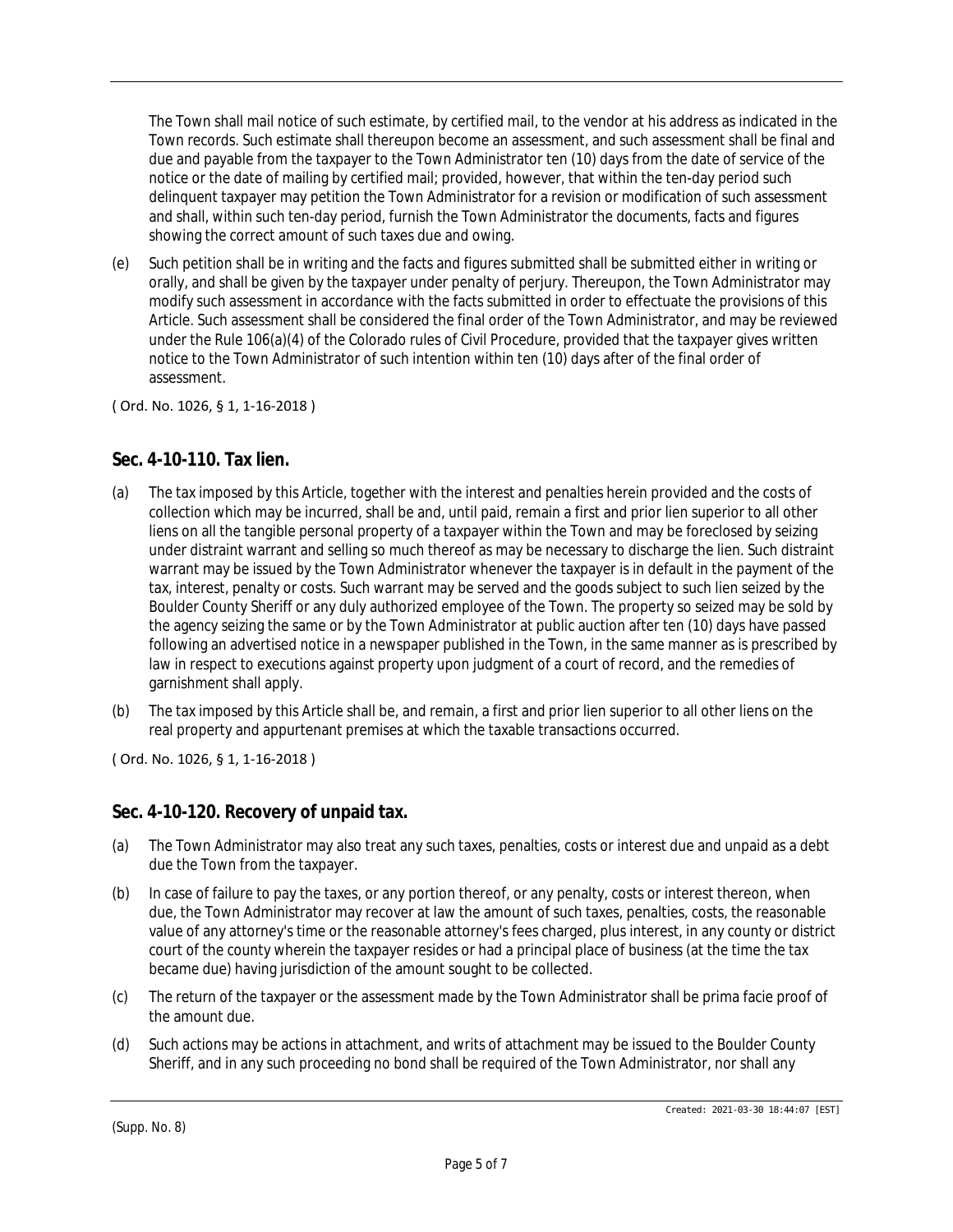The Town shall mail notice of such estimate, by certified mail, to the vendor at his address as indicated in the Town records. Such estimate shall thereupon become an assessment, and such assessment shall be final and due and payable from the taxpayer to the Town Administrator ten (10) days from the date of service of the notice or the date of mailing by certified mail; provided, however, that within the ten-day period such delinquent taxpayer may petition the Town Administrator for a revision or modification of such assessment and shall, within such ten-day period, furnish the Town Administrator the documents, facts and figures showing the correct amount of such taxes due and owing.

(e) Such petition shall be in writing and the facts and figures submitted shall be submitted either in writing or orally, and shall be given by the taxpayer under penalty of perjury. Thereupon, the Town Administrator may modify such assessment in accordance with the facts submitted in order to effectuate the provisions of this Article. Such assessment shall be considered the final order of the Town Administrator, and may be reviewed under the Rule 106(a)(4) of the Colorado rules of Civil Procedure, provided that the taxpayer gives written notice to the Town Administrator of such intention within ten (10) days after of the final order of assessment.

( Ord. No. 1026, § 1, 1-16-2018 )

## Sec. 4-10-110. Tax lien.

(a) The tax imposed by this Article, together with the interest and penalties herein provided and the costs of collection which may be incurred, shall be and, until paid, remain a first and prior lien superior to all other liens on all the tangible personal property of a taxpayer within the Town and may be foreclosed by seizing under distraint warrant and selling so much thereof as may be necessary to discharge the lien. Such distraint warrant may be issued by the Town Administrator whenever the taxpayer is in default in the payment of the tax, interest, penalty or costs. Such warrant may be served and the goods subject to such lien seized by the Boulder County Sheriff or any duly authorized employee of the Town. The property so seized may be sold by the agency seizing the same or by the Town Administrator at public auction after ten (10) days have passed following an advertised notice in a newspaper published in the Town, in the same manner as is prescribed by law in respect to executions against property upon judgment of a court of record, and the remedies of garnishment shall apply.

(b) The tax imposed by this Article shall be, and remain, a first and prior lien superior to all other liens on the real property and appurtenant premises at which the taxable transactions occurred.

( Ord. No. 1026, § 1, 1-16-2018 )

## Sec. 4-10-120. Recovery of unpaid tax.

(a) The Town Administrator may also treat any such taxes, penalties, costs or interest due and unpaid as a debt due the Town from the taxpayer.

(b) In case of failure to pay the taxes, or any portion thereof, or any penalty, costs or interest thereon, when due, the Town Administrator may recover at law the amount of such taxes, penalties, costs, the reasonable value of any attorney's time or the reasonable attorney's fees charged, plus interest, in any county or district court of the county wherein the taxpayer resides or had a principal place of business (at the time the tax became due) having jurisdiction of the amount sought to be collected.

(c) The return of the taxpayer or the assessment made by the Town Administrator shall be prima facie proof of the amount due.

(d) Such actions may be actions in attachment, and writs of attachment may be issued to the Boulder County Sheriff, and in any such proceeding no bond shall be required of the Town Administrator, nor shall any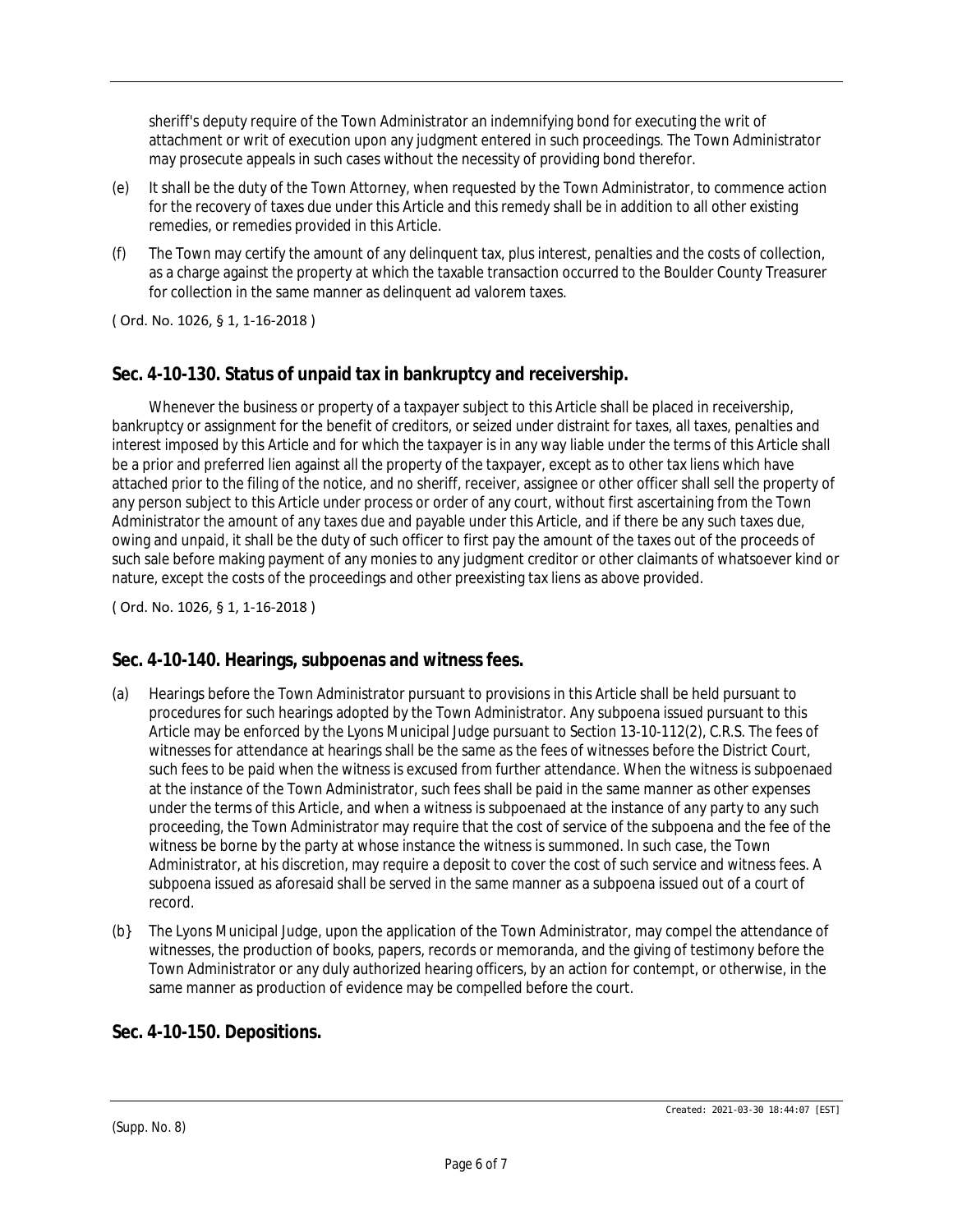sheriff's deputy require of the Town Administrator an indemnifying bond for executing the writ of attachment or writ of execution upon any judgment entered in such proceedings. The Town Administrator may prosecute appeals in such cases without the necessity of providing bond therefor.

(e) It shall be the duty of the Town Attorney, when requested by the Town Administrator, to commence action for the recovery of taxes due under this Article and this remedy shall be in addition to all other existing remedies, or remedies provided in this Article.

(f) The Town may certify the amount of any delinquent tax, plus interest, penalties and the costs of collection, as a charge against the property at which the taxable transaction occurred to the Boulder County Treasurer for collection in the same manner as delinquent ad valorem taxes.

( Ord. No. 1026, § 1, 1-16-2018 )

## Sec. 4-10-130. Status of unpaid tax in bankruptcy and receivership.

Whenever the business or property of a taxpayer subject to this Article shall be placed in receivership, bankruptcy or assignment for the benefit of creditors, or seized under distraint for taxes, all taxes, penalties and interest imposed by this Article and for which the taxpayer is in any way liable under the terms of this Article shall be a prior and preferred lien against all the property of the taxpayer, except as to other tax liens which have attached prior to the filing of the notice, and no sheriff, receiver, assignee or other officer shall sell the property of any person subject to this Article under process or order of any court, without first ascertaining from the Town Administrator the amount of any taxes due and payable under this Article, and if there be any such taxes due, owing and unpaid, it shall be the duty of such officer to first pay the amount of the taxes out of the proceeds of such sale before making payment of any monies to any judgment creditor or other claimants of whatsoever kind or nature, except the costs of the proceedings and other preexisting tax liens as above provided.

( Ord. No. 1026, § 1, 1-16-2018 )

## Sec. 4-10-140. Hearings, subpoenas and witness fees.

(a) Hearings before the Town Administrator pursuant to provisions in this Article shall be held pursuant to procedures for such hearings adopted by the Town Administrator. Any subpoena issued pursuant to this Article may be enforced by the Lyons Municipal Judge pursuant to Section 13-10-112(2), C.R.S. The fees of witnesses for attendance at hearings shall be the same as the fees of witnesses before the District Court, such fees to be paid when the witness is excused from further attendance. When the witness is subpoenaed at the instance of the Town Administrator, such fees shall be paid in the same manner as other expenses under the terms of this Article, and when a witness is subpoenaed at the instance of any party to any such proceeding, the Town Administrator may require that the cost of service of the subpoena and the fee of the witness be borne by the party at whose instance the witness is summoned. In such case, the Town Administrator, at his discretion, may require a deposit to cover the cost of such service and witness fees. A subpoena issued as aforesaid shall be served in the same manner as a subpoena issued out of a court of record.

(b} The Lyons Municipal Judge, upon the application of the Town Administrator, may compel the attendance of witnesses, the production of books, papers, records or memoranda, and the giving of testimony before the Town Administrator or any duly authorized hearing officers, by an action for contempt, or otherwise, in the same manner as production of evidence may be compelled before the court.

## Sec. 4-10-150. Depositions.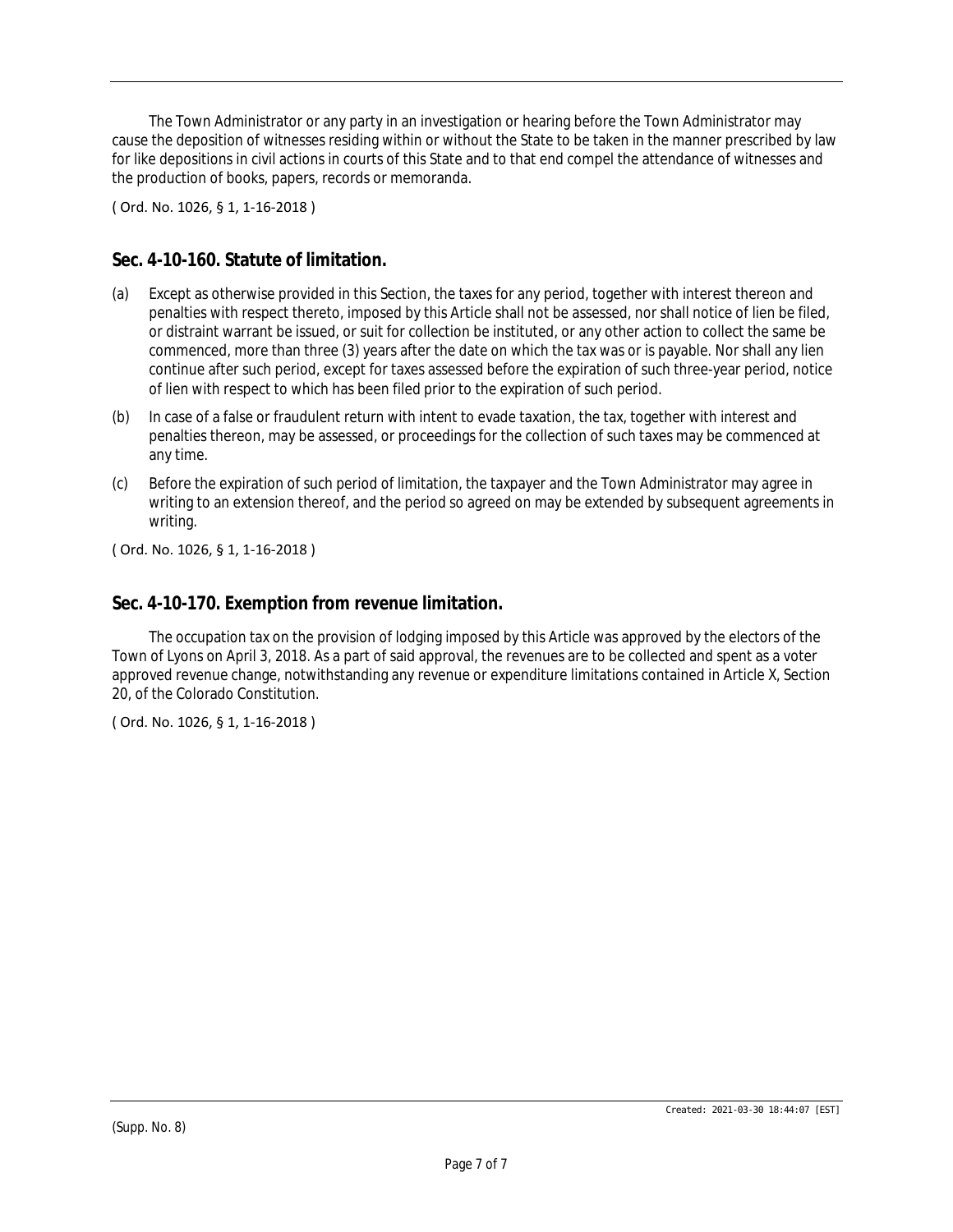The Town Administrator or any party in an investigation or hearing before the Town Administrator may cause the deposition of witnesses residing within or without the State to be taken in the manner prescribed by law for like depositions in civil actions in courts of this State and to that end compel the attendance of witnesses and the production of books, papers, records or memoranda.

( Ord. No. 1026, § 1, 1-16-2018 )

## Sec. 4-10-160. Statute of limitation.

(a) Except as otherwise provided in this Section, the taxes for any period, together with interest thereon and penalties with respect thereto, imposed by this Article shall not be assessed, nor shall notice of lien be filed, or distraint warrant be issued, or suit for collection be instituted, or any other action to collect the same be commenced, more than three (3) years after the date on which the tax was or is payable. Nor shall any lien continue after such period, except for taxes assessed before the expiration of such three-year period, notice of lien with respect to which has been filed prior to the expiration of such period.

(b) In case of a false or fraudulent return with intent to evade taxation, the tax, together with interest and penalties thereon, may be assessed, or proceedings for the collection of such taxes may be commenced at any time.

(c) Before the expiration of such period of limitation, the taxpayer and the Town Administrator may agree in writing to an extension thereof, and the period so agreed on may be extended by subsequent agreements in writing.

( Ord. No. 1026, § 1, 1-16-2018 )

## Sec. 4-10-170. Exemption from revenue limitation.

The occupation tax on the provision of lodging imposed by this Article was approved by the electors of the Town of Lyons on April 3, 2018. As a part of said approval, the revenues are to be collected and spent as a voter approved revenue change, notwithstanding any revenue or expenditure limitations contained in Article X, Section 20, of the Colorado Constitution.

( Ord. No. 1026, § 1, 1-16-2018 )